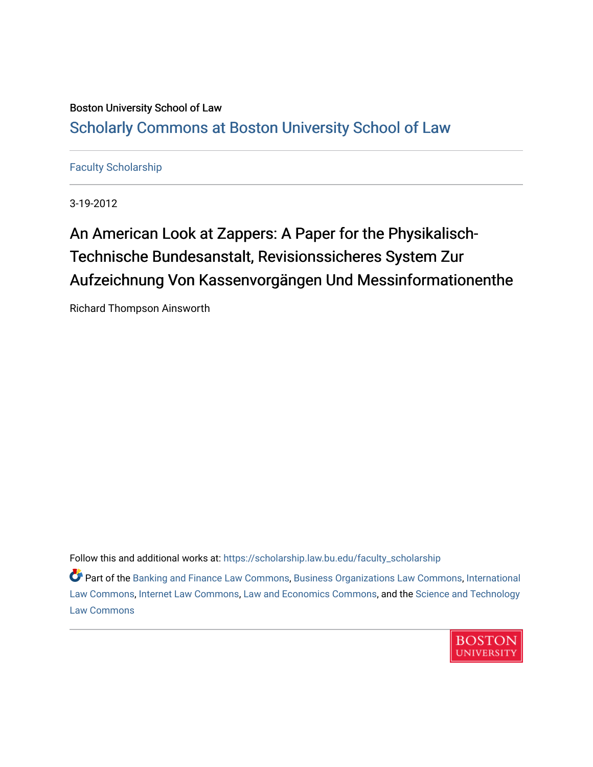Boston University School of Law

# Scholarly Commons at Boston University School of Law

Faculty Scholarship

3-19-2012

# An American Look at Zappers: A Paper for the Physikalisch-Technische Bundesanstalt, Revisionssicheres System Zur Aufzeichnung Von Kassenvorgängen Und Messinformationenthe

Richard Thompson Ainsworth

Follow this and additional works at: https://scholarship.law.bu.edu/faculty_scholarship

Part of the Banking and Finance Law Commons, Business Organizations Law Commons, International Law Commons, Internet Law Commons, Law and Economics Commons, and the Science and Technology Law Commons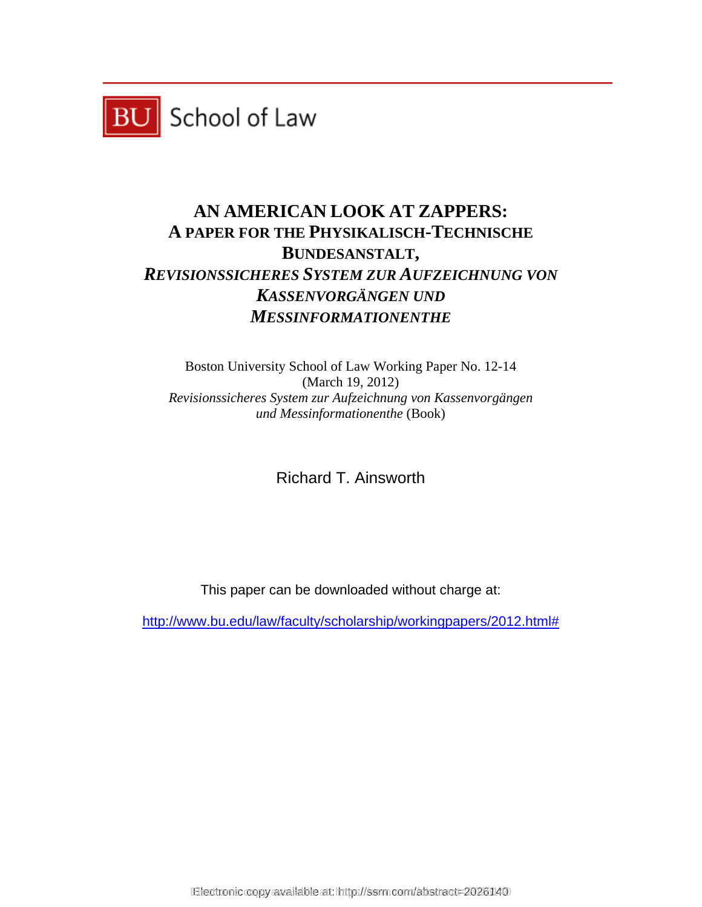BU School of Law

# AN AMERICAN LOOK AT ZAPPERS: A PAPER FOR THE PHYSIKALISCH-TECHNISCHE BUNDESANSTALT, *REVISIONSSICHERES SYSTEM ZUR AUFZEICHNUNG VON KASSENVORGÄNGEN UND MESSINFORMATIONENTHE*

Boston University School of Law Working Paper No. 12-14
(March 19, 2012)
*Revisionssicheres System zur Aufzeichnung von Kassenvorgängen und Messinformationenthe* (Book)

Richard T. Ainsworth

This paper can be downloaded without charge at:

http://www.bu.edu/law/faculty/scholarship/workingpapers/2012.html#

Electronic copy available at: http://ssrn.com/abstract=2026140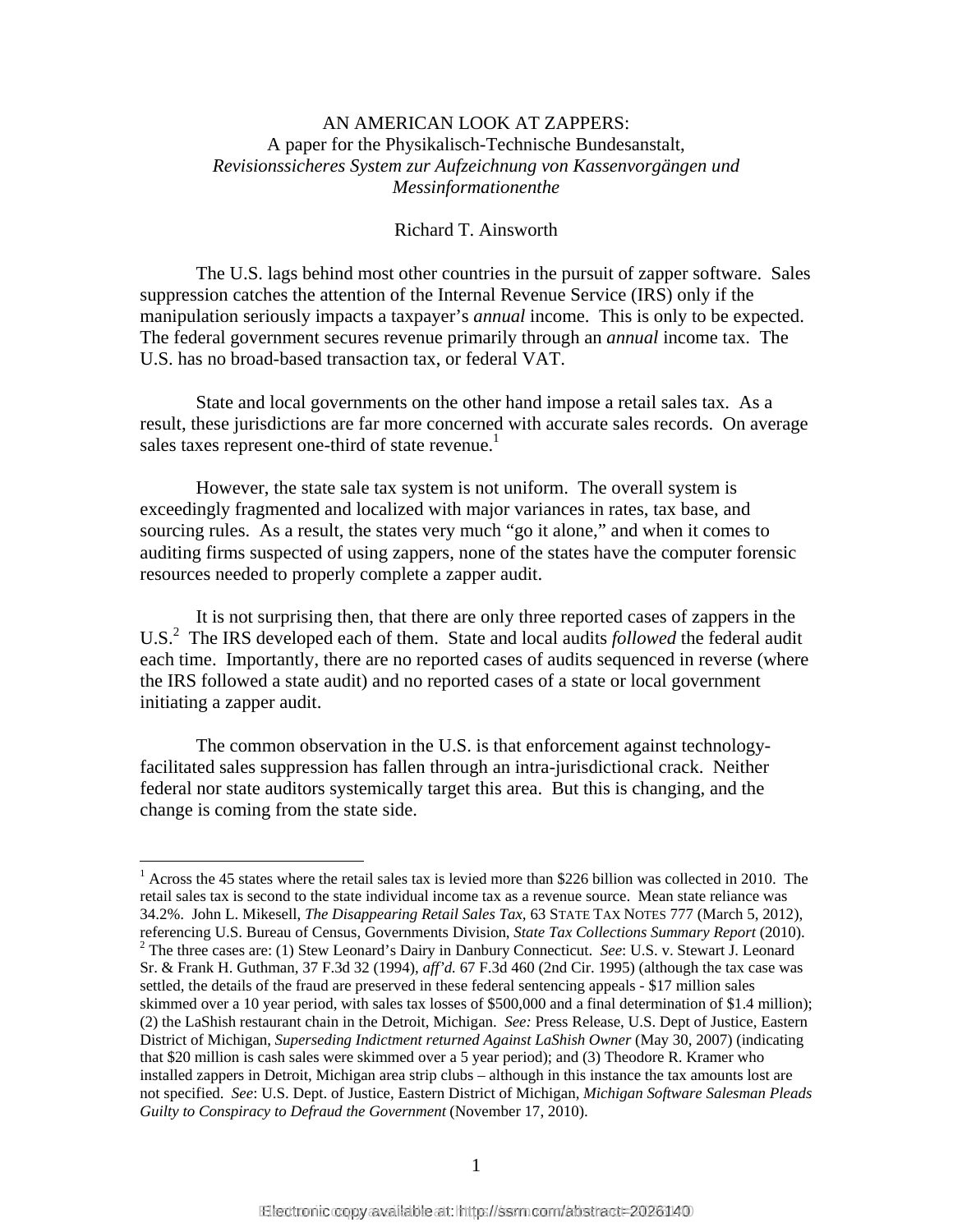AN AMERICAN LOOK AT ZAPPERS:
A paper for the Physikalisch-Technische Bundesanstalt,
*Revisionssicheres System zur Aufzeichnung von Kassenvorgängen und Messinformationenthe*

Richard T. Ainsworth

The U.S. lags behind most other countries in the pursuit of zapper software. Sales suppression catches the attention of the Internal Revenue Service (IRS) only if the manipulation seriously impacts a taxpayer's *annual* income. This is only to be expected. The federal government secures revenue primarily through an *annual* income tax. The U.S. has no broad-based transaction tax, or federal VAT.

State and local governments on the other hand impose a retail sales tax. As a result, these jurisdictions are far more concerned with accurate sales records. On average sales taxes represent one-third of state revenue.[1]

However, the state sale tax system is not uniform. The overall system is exceedingly fragmented and localized with major variances in rates, tax base, and sourcing rules. As a result, the states very much "go it alone," and when it comes to auditing firms suspected of using zappers, none of the states have the computer forensic resources needed to properly complete a zapper audit.

It is not surprising then, that there are only three reported cases of zappers in the U.S.[2] The IRS developed each of them. State and local audits *followed* the federal audit each time. Importantly, there are no reported cases of audits sequenced in reverse (where the IRS followed a state audit) and no reported cases of a state or local government initiating a zapper audit.

The common observation in the U.S. is that enforcement against technology-facilitated sales suppression has fallen through an intra-jurisdictional crack. Neither federal nor state auditors systemically target this area. But this is changing, and the change is coming from the state side.

---

[1] Across the 45 states where the retail sales tax is levied more than $226 billion was collected in 2010. The retail sales tax is second to the state individual income tax as a revenue source. Mean state reliance was 34.2%. John L. Mikesell, *The Disappearing Retail Sales Tax*, 63 STATE TAX NOTES 777 (March 5, 2012), referencing U.S. Bureau of Census, Governments Division, *State Tax Collections Summary Report* (2010).

[2] The three cases are: (1) Stew Leonard's Dairy in Danbury Connecticut. *See*: U.S. v. Stewart J. Leonard Sr. & Frank H. Guthman, 37 F.3d 32 (1994), *aff'd.* 67 F.3d 460 (2nd Cir. 1995) (although the tax case was settled, the details of the fraud are preserved in these federal sentencing appeals - $17 million sales skimmed over a 10 year period, with sales tax losses of $500,000 and a final determination of $1.4 million); (2) the LaShish restaurant chain in the Detroit, Michigan. *See:* Press Release, U.S. Dept of Justice, Eastern District of Michigan, *Superseding Indictment returned Against LaShish Owner* (May 30, 2007) (indicating that $20 million is cash sales were skimmed over a 5 year period); and (3) Theodore R. Kramer who installed zappers in Detroit, Michigan area strip clubs – although in this instance the tax amounts lost are not specified. *See*: U.S. Dept. of Justice, Eastern District of Michigan, *Michigan Software Salesman Pleads Guilty to Conspiracy to Defraud the Government* (November 17, 2010).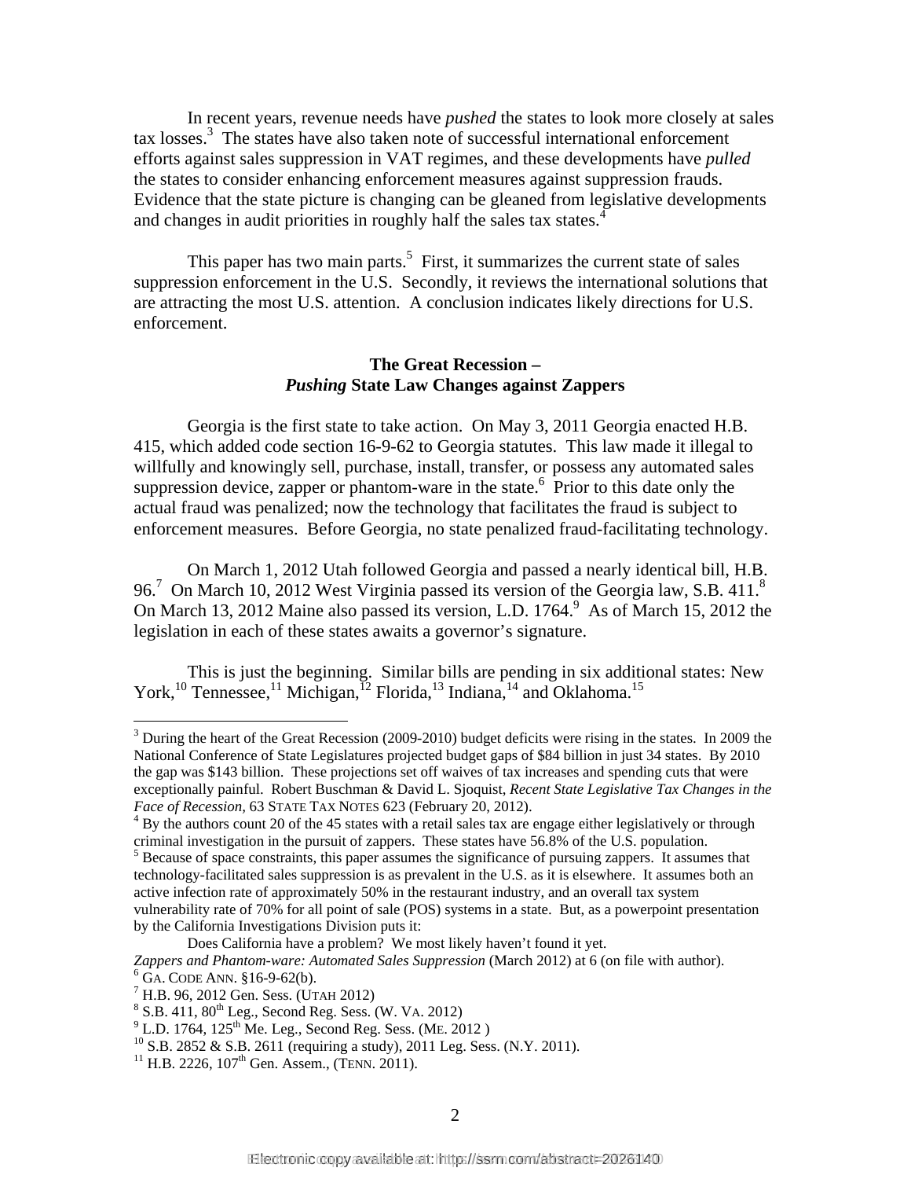In recent years, revenue needs have *pushed* the states to look more closely at sales tax losses.[3] The states have also taken note of successful international enforcement efforts against sales suppression in VAT regimes, and these developments have *pulled* the states to consider enhancing enforcement measures against suppression frauds. Evidence that the state picture is changing can be gleaned from legislative developments and changes in audit priorities in roughly half the sales tax states.[4]

This paper has two main parts.[5] First, it summarizes the current state of sales suppression enforcement in the U.S. Secondly, it reviews the international solutions that are attracting the most U.S. attention. A conclusion indicates likely directions for U.S. enforcement.

### The Great Recession – *Pushing* State Law Changes against Zappers

Georgia is the first state to take action. On May 3, 2011 Georgia enacted H.B. 415, which added code section 16-9-62 to Georgia statutes. This law made it illegal to willfully and knowingly sell, purchase, install, transfer, or possess any automated sales suppression device, zapper or phantom-ware in the state.[6] Prior to this date only the actual fraud was penalized; now the technology that facilitates the fraud is subject to enforcement measures. Before Georgia, no state penalized fraud-facilitating technology.

On March 1, 2012 Utah followed Georgia and passed a nearly identical bill, H.B. 96.[7] On March 10, 2012 West Virginia passed its version of the Georgia law, S.B. 411.[8] On March 13, 2012 Maine also passed its version, L.D. 1764.[9] As of March 15, 2012 the legislation in each of these states awaits a governor's signature.

This is just the beginning. Similar bills are pending in six additional states: New York,[10] Tennessee,[11] Michigan,[12] Florida,[13] Indiana,[14] and Oklahoma.[15]

---

[3] During the heart of the Great Recession (2009-2010) budget deficits were rising in the states. In 2009 the National Conference of State Legislatures projected budget gaps of $84 billion in just 34 states. By 2010 the gap was $143 billion. These projections set off waives of tax increases and spending cuts that were exceptionally painful. Robert Buschman & David L. Sjoquist, *Recent State Legislative Tax Changes in the Face of Recession,* 63 STATE TAX NOTES 623 (February 20, 2012).

[4] By the authors count 20 of the 45 states with a retail sales tax are engage either legislatively or through criminal investigation in the pursuit of zappers. These states have 56.8% of the U.S. population.

[5] Because of space constraints, this paper assumes the significance of pursuing zappers. It assumes that technology-facilitated sales suppression is as prevalent in the U.S. as it is elsewhere. It assumes both an active infection rate of approximately 50% in the restaurant industry, and an overall tax system vulnerability rate of 70% for all point of sale (POS) systems in a state. But, as a powerpoint presentation by the California Investigations Division puts it:

> Does California have a problem? We most likely haven't found it yet.

*Zappers and Phantom-ware: Automated Sales Suppression* (March 2012) at 6 (on file with author).

[6] GA. CODE ANN. §16-9-62(b).

[7] H.B. 96, 2012 Gen. Sess. (UTAH 2012)

[8] S.B. 411, 80th Leg., Second Reg. Sess. (W. VA. 2012)

[9] L.D. 1764, 125th Me. Leg., Second Reg. Sess. (ME. 2012 )

[10] S.B. 2852 & S.B. 2611 (requiring a study), 2011 Leg. Sess. (N.Y. 2011).

[11] H.B. 2226, 107th Gen. Assem., (TENN. 2011).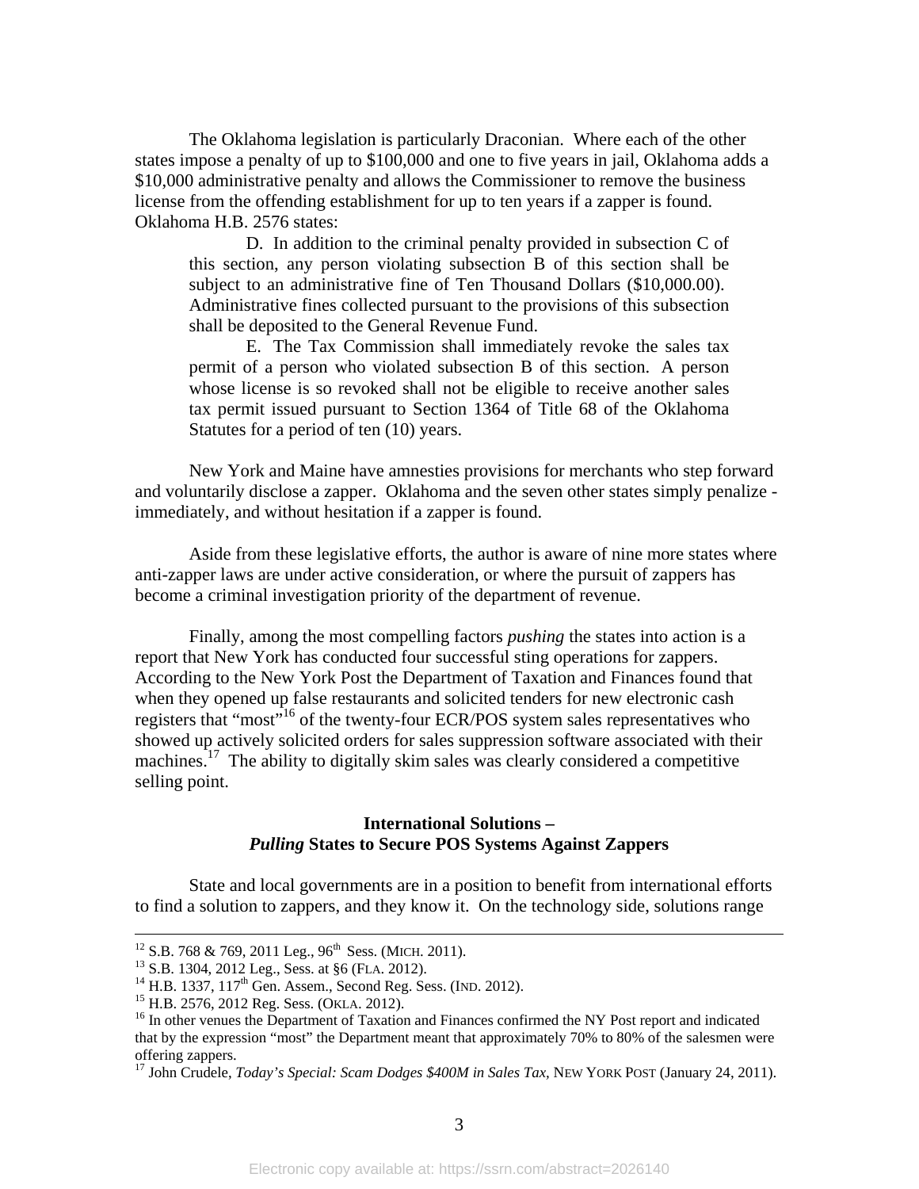The Oklahoma legislation is particularly Draconian. Where each of the other states impose a penalty of up to $100,000 and one to five years in jail, Oklahoma adds a $10,000 administrative penalty and allows the Commissioner to remove the business license from the offending establishment for up to ten years if a zapper is found. Oklahoma H.B. 2576 states:

> D. In addition to the criminal penalty provided in subsection C of this section, any person violating subsection B of this section shall be subject to an administrative fine of Ten Thousand Dollars ($10,000.00). Administrative fines collected pursuant to the provisions of this subsection shall be deposited to the General Revenue Fund.
>
> E. The Tax Commission shall immediately revoke the sales tax permit of a person who violated subsection B of this section. A person whose license is so revoked shall not be eligible to receive another sales tax permit issued pursuant to Section 1364 of Title 68 of the Oklahoma Statutes for a period of ten (10) years.

New York and Maine have amnesties provisions for merchants who step forward and voluntarily disclose a zapper. Oklahoma and the seven other states simply penalize - immediately, and without hesitation if a zapper is found.

Aside from these legislative efforts, the author is aware of nine more states where anti-zapper laws are under active consideration, or where the pursuit of zappers has become a criminal investigation priority of the department of revenue.

Finally, among the most compelling factors *pushing* the states into action is a report that New York has conducted four successful sting operations for zappers. According to the New York Post the Department of Taxation and Finances found that when they opened up false restaurants and solicited tenders for new electronic cash registers that "most"[16] of the twenty-four ECR/POS system sales representatives who showed up actively solicited orders for sales suppression software associated with their machines.[17] The ability to digitally skim sales was clearly considered a competitive selling point.

## International Solutions – *Pulling* States to Secure POS Systems Against Zappers

State and local governments are in a position to benefit from international efforts to find a solution to zappers, and they know it. On the technology side, solutions range

---

[12] S.B. 768 & 769, 2011 Leg., 96th Sess. (MICH. 2011).

[13] S.B. 1304, 2012 Leg., Sess. at §6 (FLA. 2012).

[14] H.B. 1337, 117th Gen. Assem., Second Reg. Sess. (IND. 2012).

[15] H.B. 2576, 2012 Reg. Sess. (OKLA. 2012).

[16] In other venues the Department of Taxation and Finances confirmed the NY Post report and indicated that by the expression "most" the Department meant that approximately 70% to 80% of the salesmen were offering zappers.

[17] John Crudele, *Today's Special: Scam Dodges $400M in Sales Tax,* NEW YORK POST (January 24, 2011).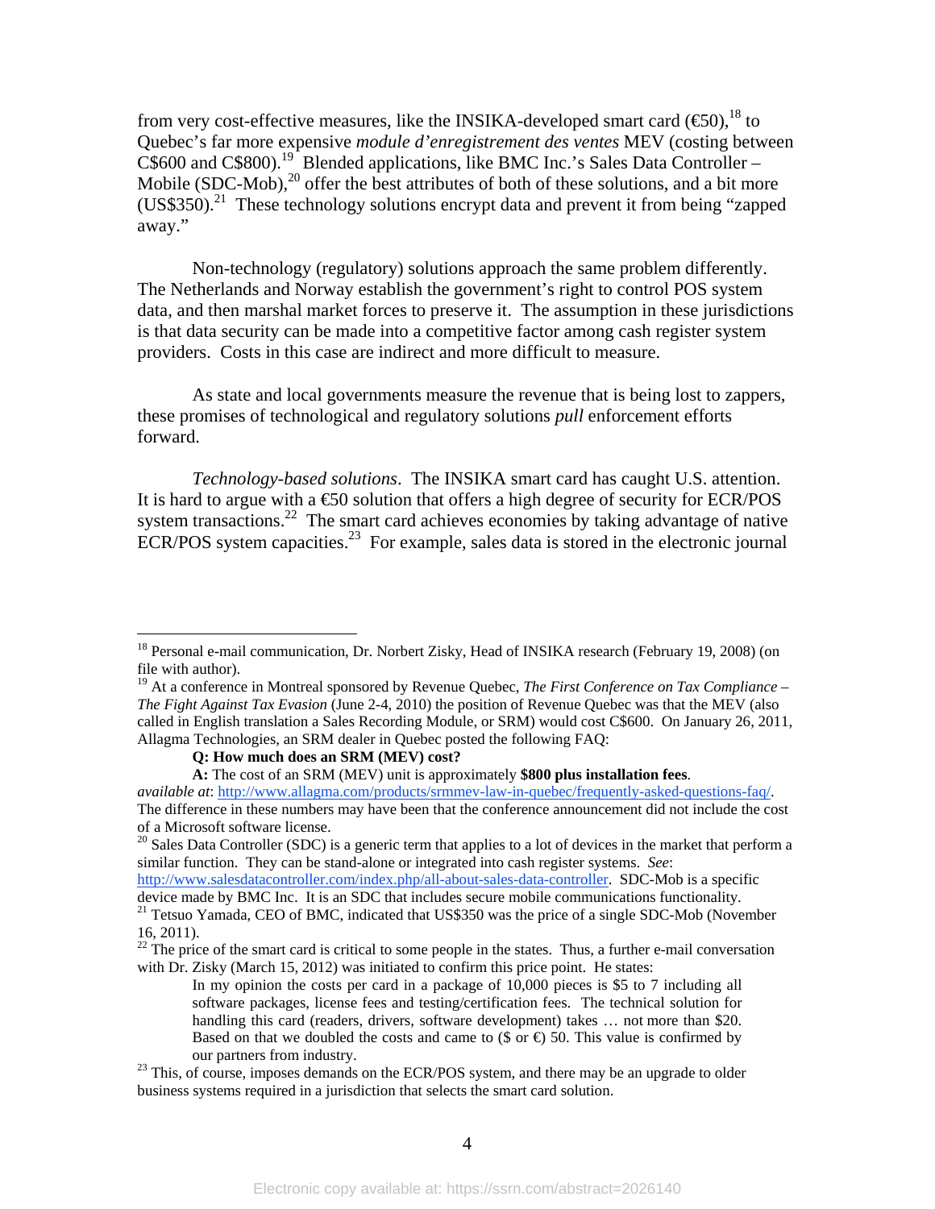from very cost-effective measures, like the INSIKA-developed smart card (€50),[18] to Quebec's far more expensive *module d'enregistrement des ventes* MEV (costing between C$600 and C$800).[19] Blended applications, like BMC Inc.'s Sales Data Controller – Mobile (SDC-Mob),[20] offer the best attributes of both of these solutions, and a bit more (US$350).[21] These technology solutions encrypt data and prevent it from being "zapped away."

Non-technology (regulatory) solutions approach the same problem differently. The Netherlands and Norway establish the government's right to control POS system data, and then marshal market forces to preserve it. The assumption in these jurisdictions is that data security can be made into a competitive factor among cash register system providers. Costs in this case are indirect and more difficult to measure.

As state and local governments measure the revenue that is being lost to zappers, these promises of technological and regulatory solutions *pull* enforcement efforts forward.

*Technology-based solutions*. The INSIKA smart card has caught U.S. attention. It is hard to argue with a €50 solution that offers a high degree of security for ECR/POS system transactions.[22] The smart card achieves economies by taking advantage of native ECR/POS system capacities.[23] For example, sales data is stored in the electronic journal

---

[18] Personal e-mail communication, Dr. Norbert Zisky, Head of INSIKA research (February 19, 2008) (on file with author).

[19] At a conference in Montreal sponsored by Revenue Quebec, *The First Conference on Tax Compliance – The Fight Against Tax Evasion* (June 2-4, 2010) the position of Revenue Quebec was that the MEV (also called in English translation a Sales Recording Module, or SRM) would cost C$600. On January 26, 2011, Allagma Technologies, an SRM dealer in Quebec posted the following FAQ:

> **Q: How much does an SRM (MEV) cost?**
>
> **A:** The cost of an SRM (MEV) unit is approximately **$800 plus installation fees**.

*available at*: http://www.allagma.com/products/srmmev-law-in-quebec/frequently-asked-questions-faq/. The difference in these numbers may have been that the conference announcement did not include the cost of a Microsoft software license.

[20] Sales Data Controller (SDC) is a generic term that applies to a lot of devices in the market that perform a similar function. They can be stand-alone or integrated into cash register systems. *See*: http://www.salesdatacontroller.com/index.php/all-about-sales-data-controller. SDC-Mob is a specific device made by BMC Inc. It is an SDC that includes secure mobile communications functionality.

[21] Tetsuo Yamada, CEO of BMC, indicated that US$350 was the price of a single SDC-Mob (November 16, 2011).

[22] The price of the smart card is critical to some people in the states. Thus, a further e-mail conversation with Dr. Zisky (March 15, 2012) was initiated to confirm this price point. He states:

> In my opinion the costs per card in a package of 10,000 pieces is $5 to 7 including all software packages, license fees and testing/certification fees. The technical solution for handling this card (readers, drivers, software development) takes … not more than $20. Based on that we doubled the costs and came to ($ or €) 50. This value is confirmed by our partners from industry.

[23] This, of course, imposes demands on the ECR/POS system, and there may be an upgrade to older business systems required in a jurisdiction that selects the smart card solution.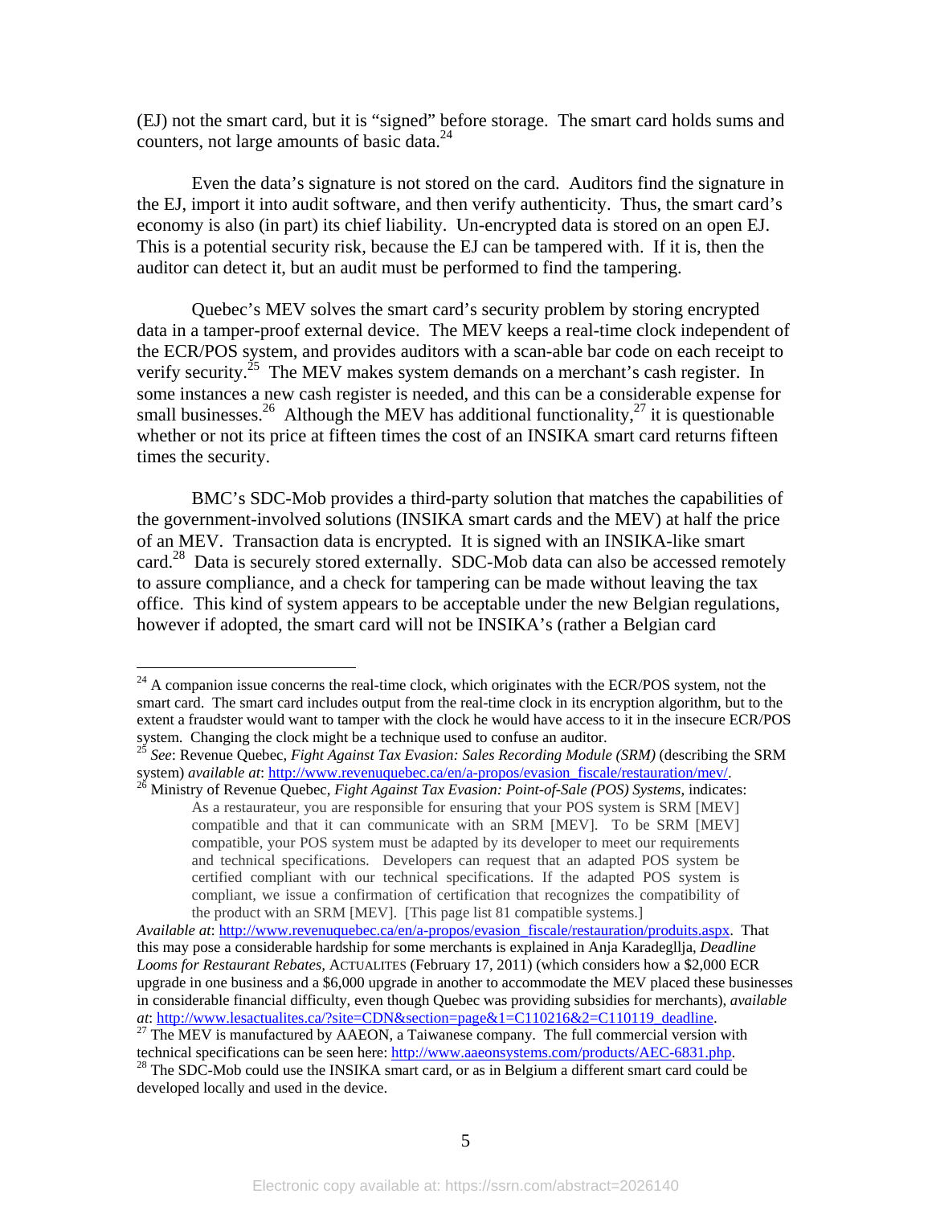(EJ) not the smart card, but it is "signed" before storage. The smart card holds sums and counters, not large amounts of basic data.[24]

Even the data's signature is not stored on the card. Auditors find the signature in the EJ, import it into audit software, and then verify authenticity. Thus, the smart card's economy is also (in part) its chief liability. Un-encrypted data is stored on an open EJ. This is a potential security risk, because the EJ can be tampered with. If it is, then the auditor can detect it, but an audit must be performed to find the tampering.

Quebec's MEV solves the smart card's security problem by storing encrypted data in a tamper-proof external device. The MEV keeps a real-time clock independent of the ECR/POS system, and provides auditors with a scan-able bar code on each receipt to verify security.[25] The MEV makes system demands on a merchant's cash register. In some instances a new cash register is needed, and this can be a considerable expense for small businesses.[26] Although the MEV has additional functionality,[27] it is questionable whether or not its price at fifteen times the cost of an INSIKA smart card returns fifteen times the security.

BMC's SDC-Mob provides a third-party solution that matches the capabilities of the government-involved solutions (INSIKA smart cards and the MEV) at half the price of an MEV. Transaction data is encrypted. It is signed with an INSIKA-like smart card.[28] Data is securely stored externally. SDC-Mob data can also be accessed remotely to assure compliance, and a check for tampering can be made without leaving the tax office. This kind of system appears to be acceptable under the new Belgian regulations, however if adopted, the smart card will not be INSIKA's (rather a Belgian card

---

[24] A companion issue concerns the real-time clock, which originates with the ECR/POS system, not the smart card. The smart card includes output from the real-time clock in its encryption algorithm, but to the extent a fraudster would want to tamper with the clock he would have access to it in the insecure ECR/POS system. Changing the clock might be a technique used to confuse an auditor.

[25] *See*: Revenue Quebec, *Fight Against Tax Evasion: Sales Recording Module (SRM)* (describing the SRM system) *available at*: http://www.revenuquebec.ca/en/a-propos/evasion_fiscale/restauration/mev/.

[26] Ministry of Revenue Quebec, *Fight Against Tax Evasion: Point-of-Sale (POS) Systems*, indicates:

> As a restaurateur, you are responsible for ensuring that your POS system is SRM [MEV] compatible and that it can communicate with an SRM [MEV]. To be SRM [MEV] compatible, your POS system must be adapted by its developer to meet our requirements and technical specifications. Developers can request that an adapted POS system be certified compliant with our technical specifications. If the adapted POS system is compliant, we issue a confirmation of certification that recognizes the compatibility of the product with an SRM [MEV]. [This page list 81 compatible systems.]

*Available at*: http://www.revenuquebec.ca/en/a-propos/evasion_fiscale/restauration/produits.aspx. That this may pose a considerable hardship for some merchants is explained in Anja Karadegllja, *Deadline Looms for Restaurant Rebates*, ACTUALITES (February 17, 2011) (which considers how a $2,000 ECR upgrade in one business and a $6,000 upgrade in another to accommodate the MEV placed these businesses in considerable financial difficulty, even though Quebec was providing subsidies for merchants), *available at*: http://www.lesactualites.ca/?site=CDN&section=page&1=C110216&2=C110119_deadline.

[27] The MEV is manufactured by AAEON, a Taiwanese company. The full commercial version with technical specifications can be seen here: http://www.aaeonsystems.com/products/AEC-6831.php.

[28] The SDC-Mob could use the INSIKA smart card, or as in Belgium a different smart card could be developed locally and used in the device.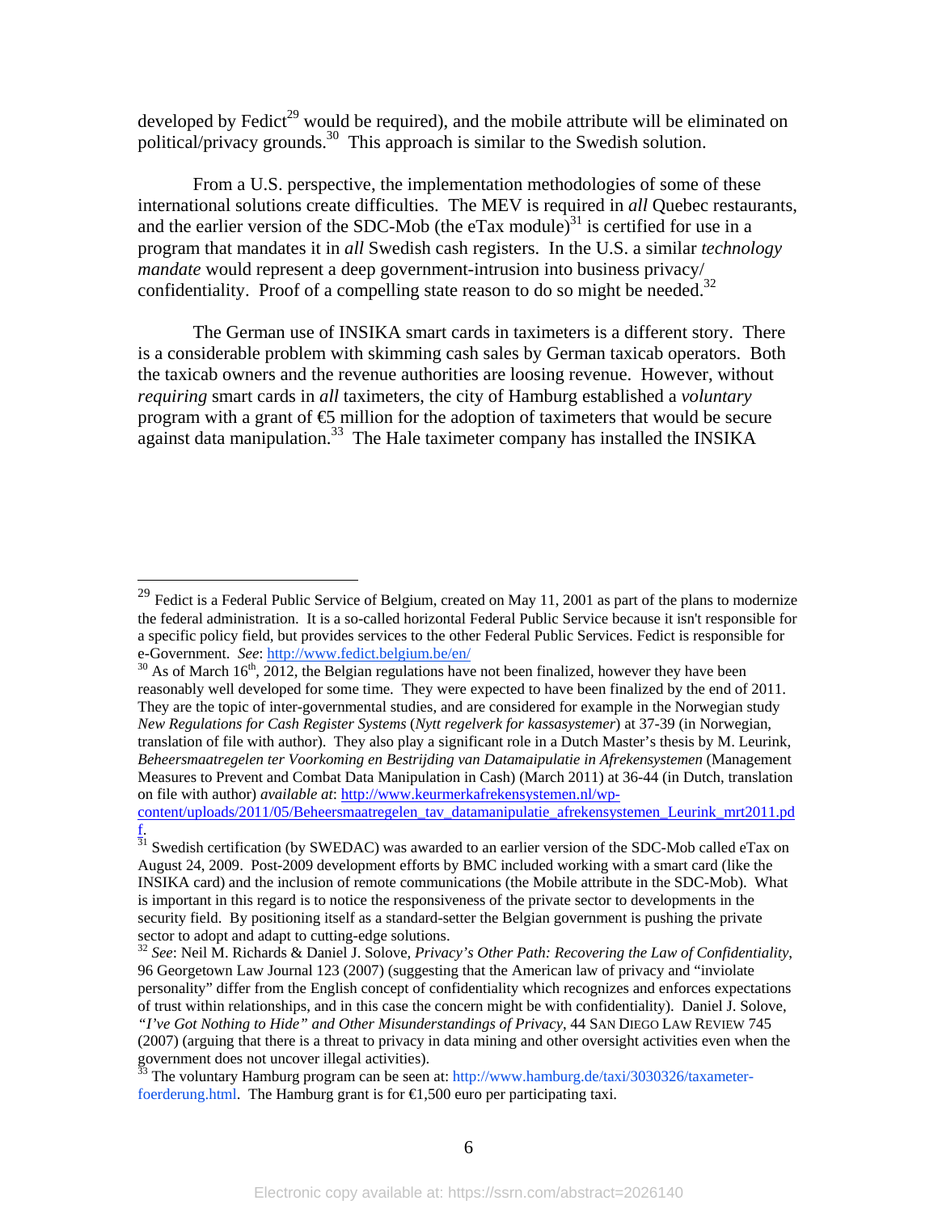developed by Fedict[29] would be required), and the mobile attribute will be eliminated on political/privacy grounds.[30] This approach is similar to the Swedish solution.

From a U.S. perspective, the implementation methodologies of some of these international solutions create difficulties. The MEV is required in *all* Quebec restaurants, and the earlier version of the SDC-Mob (the eTax module)[31] is certified for use in a program that mandates it in *all* Swedish cash registers. In the U.S. a similar *technology mandate* would represent a deep government-intrusion into business privacy/ confidentiality. Proof of a compelling state reason to do so might be needed.[32]

The German use of INSIKA smart cards in taximeters is a different story. There is a considerable problem with skimming cash sales by German taxicab operators. Both the taxicab owners and the revenue authorities are loosing revenue. However, without *requiring* smart cards in *all* taximeters, the city of Hamburg established a *voluntary* program with a grant of €5 million for the adoption of taximeters that would be secure against data manipulation.[33] The Hale taximeter company has installed the INSIKA

---

[29] Fedict is a Federal Public Service of Belgium, created on May 11, 2001 as part of the plans to modernize the federal administration. It is a so-called horizontal Federal Public Service because it isn't responsible for a specific policy field, but provides services to the other Federal Public Services. Fedict is responsible for e-Government. *See*: http://www.fedict.belgium.be/en/

[30] As of March 16th, 2012, the Belgian regulations have not been finalized, however they have been reasonably well developed for some time. They were expected to have been finalized by the end of 2011. They are the topic of inter-governmental studies, and are considered for example in the Norwegian study *New Regulations for Cash Register Systems* (*Nytt regelverk for kassasystemer*) at 37-39 (in Norwegian, translation of file with author). They also play a significant role in a Dutch Master's thesis by M. Leurink, *Beheersmaatregelen ter Voorkoming en Bestrijding van Datamaipulatie in Afrekensystemen* (Management Measures to Prevent and Combat Data Manipulation in Cash) (March 2011) at 36-44 (in Dutch, translation on file with author) *available at*: http://www.keurmerkafrekensystemen.nl/wp-content/uploads/2011/05/Beheersmaatregelen_tav_datamanipulatie_afrekensystemen_Leurink_mrt2011.pdf.

[31] Swedish certification (by SWEDAC) was awarded to an earlier version of the SDC-Mob called eTax on August 24, 2009. Post-2009 development efforts by BMC included working with a smart card (like the INSIKA card) and the inclusion of remote communications (the Mobile attribute in the SDC-Mob). What is important in this regard is to notice the responsiveness of the private sector to developments in the security field. By positioning itself as a standard-setter the Belgian government is pushing the private sector to adopt and adapt to cutting-edge solutions.

[32] *See*: Neil M. Richards & Daniel J. Solove, *Privacy's Other Path: Recovering the Law of Confidentiality*, 96 Georgetown Law Journal 123 (2007) (suggesting that the American law of privacy and "inviolate personality" differ from the English concept of confidentiality which recognizes and enforces expectations of trust within relationships, and in this case the concern might be with confidentiality). Daniel J. Solove, *"I've Got Nothing to Hide" and Other Misunderstandings of Privacy*, 44 SAN DIEGO LAW REVIEW 745 (2007) (arguing that there is a threat to privacy in data mining and other oversight activities even when the government does not uncover illegal activities).

[33] The voluntary Hamburg program can be seen at: http://www.hamburg.de/taxi/3030326/taxameter-foerderung.html. The Hamburg grant is for €1,500 euro per participating taxi.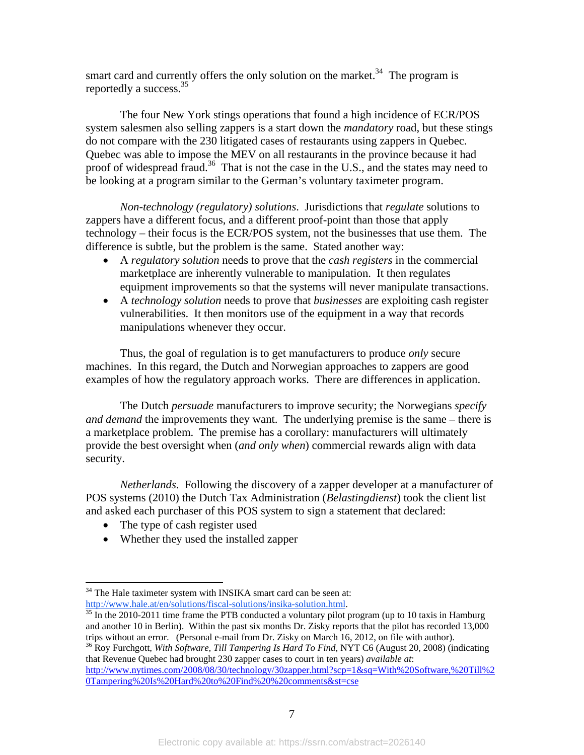smart card and currently offers the only solution on the market.[34] The program is reportedly a success.[35]

The four New York stings operations that found a high incidence of ECR/POS system salesmen also selling zappers is a start down the *mandatory* road, but these stings do not compare with the 230 litigated cases of restaurants using zappers in Quebec. Quebec was able to impose the MEV on all restaurants in the province because it had proof of widespread fraud.[36] That is not the case in the U.S., and the states may need to be looking at a program similar to the German's voluntary taximeter program.

*Non-technology (regulatory) solutions*. Jurisdictions that *regulate* solutions to zappers have a different focus, and a different proof-point than those that apply technology – their focus is the ECR/POS system, not the businesses that use them. The difference is subtle, but the problem is the same. Stated another way:

- A *regulatory solution* needs to prove that the *cash registers* in the commercial marketplace are inherently vulnerable to manipulation. It then regulates equipment improvements so that the systems will never manipulate transactions.
- A *technology solution* needs to prove that *businesses* are exploiting cash register vulnerabilities. It then monitors use of the equipment in a way that records manipulations whenever they occur.

Thus, the goal of regulation is to get manufacturers to produce *only* secure machines. In this regard, the Dutch and Norwegian approaches to zappers are good examples of how the regulatory approach works. There are differences in application.

The Dutch *persuade* manufacturers to improve security; the Norwegians *specify and demand* the improvements they want. The underlying premise is the same – there is a marketplace problem. The premise has a corollary: manufacturers will ultimately provide the best oversight when (*and only when*) commercial rewards align with data security.

*Netherlands*. Following the discovery of a zapper developer at a manufacturer of POS systems (2010) the Dutch Tax Administration (*Belastingdienst*) took the client list and asked each purchaser of this POS system to sign a statement that declared:

- The type of cash register used
- Whether they used the installed zapper

---

[34] The Hale taximeter system with INSIKA smart card can be seen at: http://www.hale.at/en/solutions/fiscal-solutions/insika-solution.html.

[35] In the 2010-2011 time frame the PTB conducted a voluntary pilot program (up to 10 taxis in Hamburg and another 10 in Berlin). Within the past six months Dr. Zisky reports that the pilot has recorded 13,000 trips without an error. (Personal e-mail from Dr. Zisky on March 16, 2012, on file with author).

[36] Roy Furchgott, *With Software, Till Tampering Is Hard To Find*, NYT C6 (August 20, 2008) (indicating that Revenue Quebec had brought 230 zapper cases to court in ten years) *available at*: http://www.nytimes.com/2008/08/30/technology/30zapper.html?scp=1&sq=With%20Software,%20Till%20Tampering%20Is%20Hard%20to%20Find%20%20comments&st=cse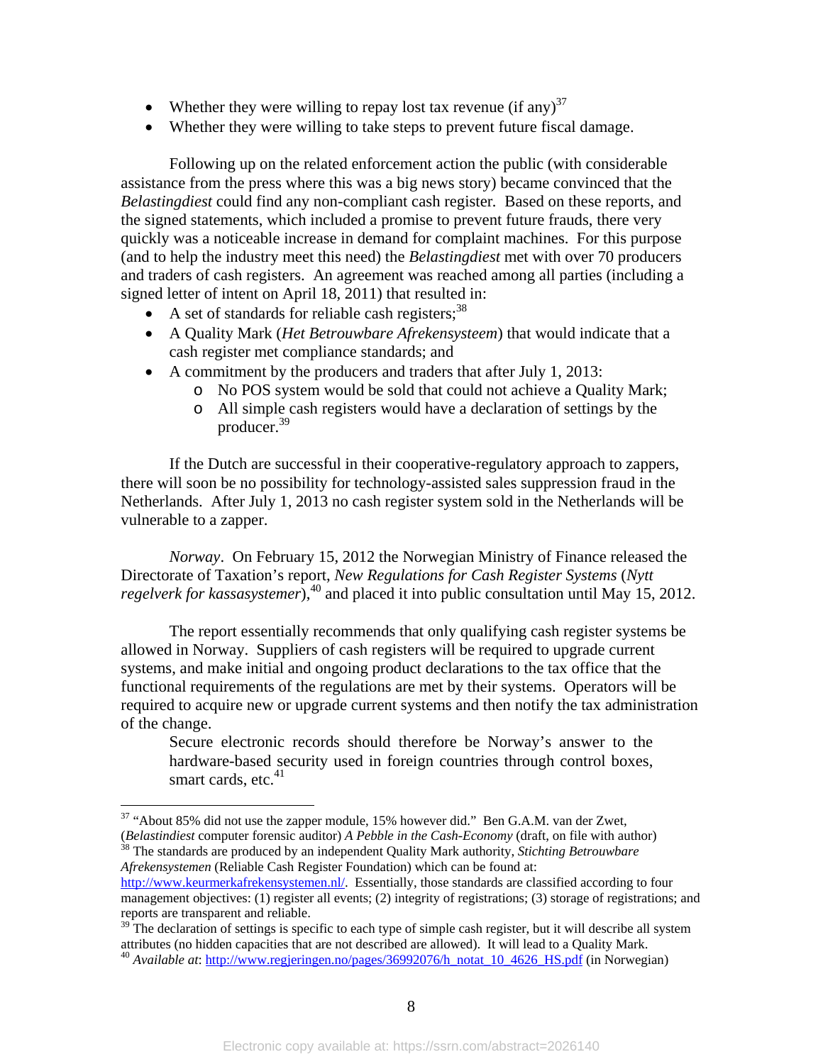- Whether they were willing to repay lost tax revenue (if any)[37]
- Whether they were willing to take steps to prevent future fiscal damage.

Following up on the related enforcement action the public (with considerable assistance from the press where this was a big news story) became convinced that the *Belastingdiest* could find any non-compliant cash register. Based on these reports, and the signed statements, which included a promise to prevent future frauds, there very quickly was a noticeable increase in demand for complaint machines. For this purpose (and to help the industry meet this need) the *Belastingdiest* met with over 70 producers and traders of cash registers. An agreement was reached among all parties (including a signed letter of intent on April 18, 2011) that resulted in:

- A set of standards for reliable cash registers;[38]
- A Quality Mark (*Het Betrouwbare Afrekensysteem*) that would indicate that a cash register met compliance standards; and
- A commitment by the producers and traders that after July 1, 2013:
    - No POS system would be sold that could not achieve a Quality Mark;
    - All simple cash registers would have a declaration of settings by the producer.[39]

If the Dutch are successful in their cooperative-regulatory approach to zappers, there will soon be no possibility for technology-assisted sales suppression fraud in the Netherlands. After July 1, 2013 no cash register system sold in the Netherlands will be vulnerable to a zapper.

*Norway*. On February 15, 2012 the Norwegian Ministry of Finance released the Directorate of Taxation's report, *New Regulations for Cash Register Systems* (*Nytt regelverk for kassasystemer*),[40] and placed it into public consultation until May 15, 2012.

The report essentially recommends that only qualifying cash register systems be allowed in Norway. Suppliers of cash registers will be required to upgrade current systems, and make initial and ongoing product declarations to the tax office that the functional requirements of the regulations are met by their systems. Operators will be required to acquire new or upgrade current systems and then notify the tax administration of the change.

> Secure electronic records should therefore be Norway's answer to the hardware-based security used in foreign countries through control boxes, smart cards, etc.[41]

---

[37] "About 85% did not use the zapper module, 15% however did." Ben G.A.M. van der Zwet, (*Belastindiest* computer forensic auditor) *A Pebble in the Cash-Economy* (draft, on file with author)

[38] The standards are produced by an independent Quality Mark authority, *Stichting Betrouwbare Afrekensystemen* (Reliable Cash Register Foundation) which can be found at: http://www.keurmerkafrekensystemen.nl/. Essentially, those standards are classified according to four management objectives: (1) register all events; (2) integrity of registrations; (3) storage of registrations; and reports are transparent and reliable.

[39] The declaration of settings is specific to each type of simple cash register, but it will describe all system attributes (no hidden capacities that are not described are allowed). It will lead to a Quality Mark.

[40] *Available at*: http://www.regjeringen.no/pages/36992076/h_notat_10_4626_HS.pdf (in Norwegian)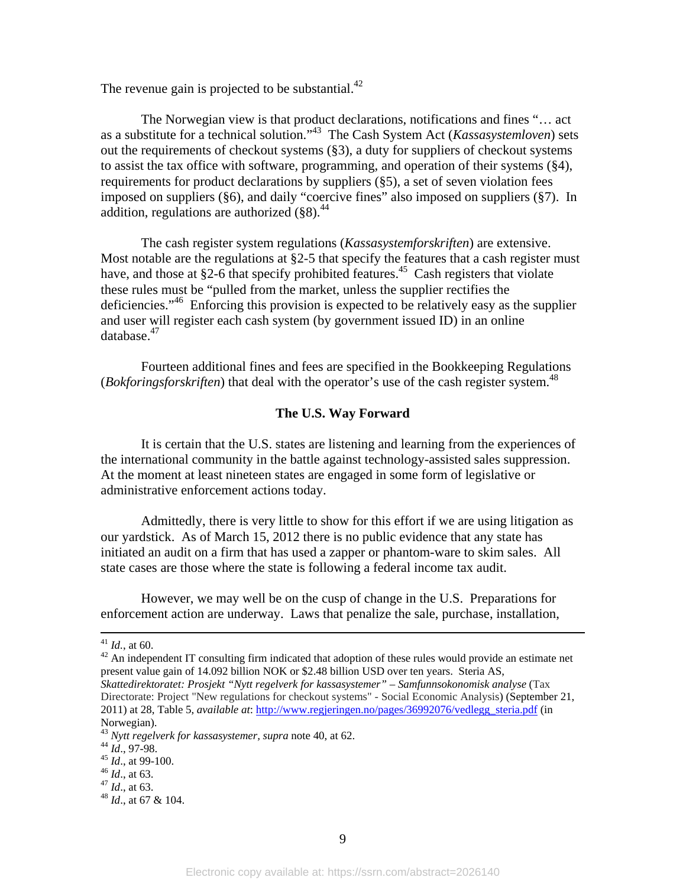The revenue gain is projected to be substantial.[42]

The Norwegian view is that product declarations, notifications and fines "… act as a substitute for a technical solution."[43] The Cash System Act (*Kassasystemloven*) sets out the requirements of checkout systems (§3), a duty for suppliers of checkout systems to assist the tax office with software, programming, and operation of their systems (§4), requirements for product declarations by suppliers (§5), a set of seven violation fees imposed on suppliers (§6), and daily "coercive fines" also imposed on suppliers (§7). In addition, regulations are authorized (§8).[44]

The cash register system regulations (*Kassasystemforskriften*) are extensive. Most notable are the regulations at §2-5 that specify the features that a cash register must have, and those at §2-6 that specify prohibited features.[45] Cash registers that violate these rules must be "pulled from the market, unless the supplier rectifies the deficiencies."[46] Enforcing this provision is expected to be relatively easy as the supplier and user will register each cash system (by government issued ID) in an online database.[47]

Fourteen additional fines and fees are specified in the Bookkeeping Regulations (*Bokforingsforskriften*) that deal with the operator's use of the cash register system.[48]

## The U.S. Way Forward

It is certain that the U.S. states are listening and learning from the experiences of the international community in the battle against technology-assisted sales suppression. At the moment at least nineteen states are engaged in some form of legislative or administrative enforcement actions today.

Admittedly, there is very little to show for this effort if we are using litigation as our yardstick. As of March 15, 2012 there is no public evidence that any state has initiated an audit on a firm that has used a zapper or phantom-ware to skim sales. All state cases are those where the state is following a federal income tax audit.

However, we may well be on the cusp of change in the U.S. Preparations for enforcement action are underway. Laws that penalize the sale, purchase, installation,

---

[41] *Id.*, at 60.

[42] An independent IT consulting firm indicated that adoption of these rules would provide an estimate net present value gain of 14.092 billion NOK or $2.48 billion USD over ten years. Steria AS, *Skattedirektoratet: Prosjekt "Nytt regelverk for kassasystemer" – Samfunnsokonomisk analyse* (Tax Directorate: Project "New regulations for checkout systems" - Social Economic Analysis) (September 21, 2011) at 28, Table 5, *available at*: http://www.regjeringen.no/pages/36992076/vedlegg_steria.pdf (in Norwegian).

[43] *Nytt regelverk for kassasystemer, supra* note 40, at 62.

[44] *Id*., 97-98.

[45] *Id*., at 99-100.

[46] *Id*., at 63.

[47] *Id*., at 63.

[48] *Id*., at 67 & 104.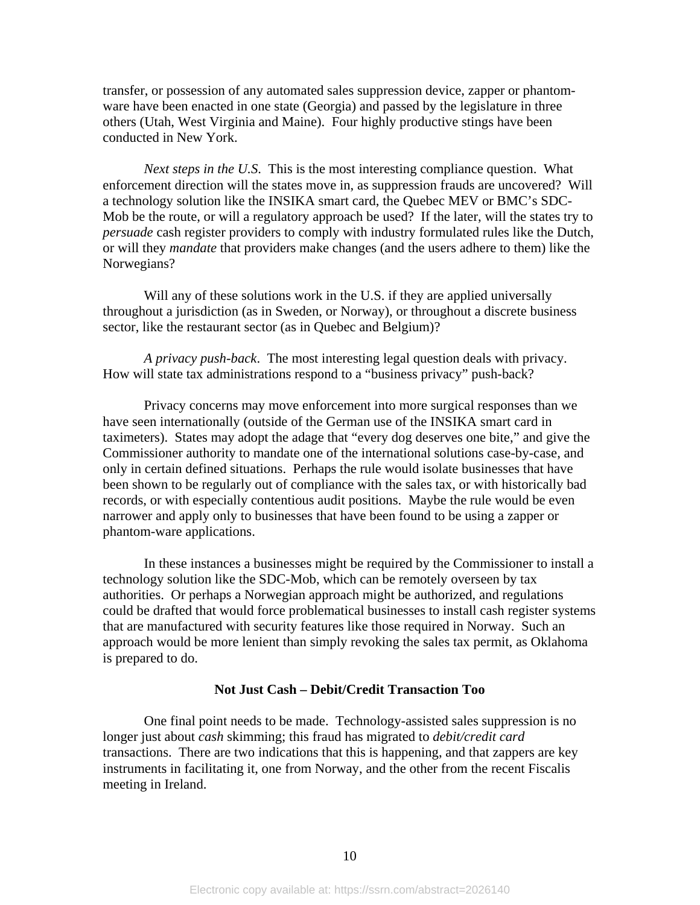transfer, or possession of any automated sales suppression device, zapper or phantom-ware have been enacted in one state (Georgia) and passed by the legislature in three others (Utah, West Virginia and Maine). Four highly productive stings have been conducted in New York.

*Next steps in the U.S.* This is the most interesting compliance question. What enforcement direction will the states move in, as suppression frauds are uncovered? Will a technology solution like the INSIKA smart card, the Quebec MEV or BMC's SDC-Mob be the route, or will a regulatory approach be used? If the later, will the states try to *persuade* cash register providers to comply with industry formulated rules like the Dutch, or will they *mandate* that providers make changes (and the users adhere to them) like the Norwegians?

Will any of these solutions work in the U.S. if they are applied universally throughout a jurisdiction (as in Sweden, or Norway), or throughout a discrete business sector, like the restaurant sector (as in Quebec and Belgium)?

*A privacy push-back*. The most interesting legal question deals with privacy. How will state tax administrations respond to a "business privacy" push-back?

Privacy concerns may move enforcement into more surgical responses than we have seen internationally (outside of the German use of the INSIKA smart card in taximeters). States may adopt the adage that "every dog deserves one bite," and give the Commissioner authority to mandate one of the international solutions case-by-case, and only in certain defined situations. Perhaps the rule would isolate businesses that have been shown to be regularly out of compliance with the sales tax, or with historically bad records, or with especially contentious audit positions. Maybe the rule would be even narrower and apply only to businesses that have been found to be using a zapper or phantom-ware applications.

In these instances a businesses might be required by the Commissioner to install a technology solution like the SDC-Mob, which can be remotely overseen by tax authorities. Or perhaps a Norwegian approach might be authorized, and regulations could be drafted that would force problematical businesses to install cash register systems that are manufactured with security features like those required in Norway. Such an approach would be more lenient than simply revoking the sales tax permit, as Oklahoma is prepared to do.

**Not Just Cash – Debit/Credit Transaction Too**

One final point needs to be made. Technology-assisted sales suppression is no longer just about *cash* skimming; this fraud has migrated to *debit/credit card* transactions. There are two indications that this is happening, and that zappers are key instruments in facilitating it, one from Norway, and the other from the recent Fiscalis meeting in Ireland.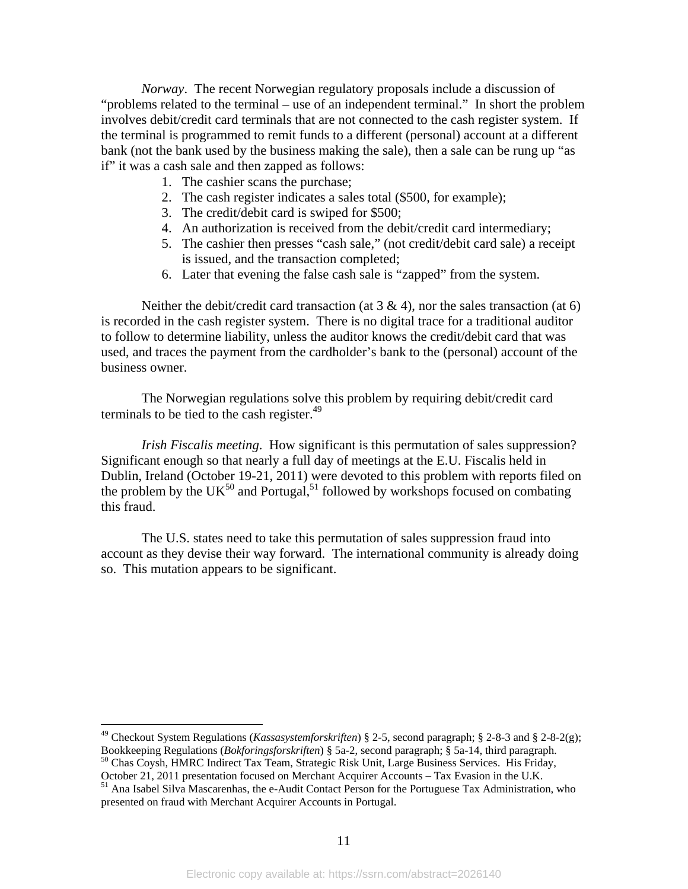*Norway*. The recent Norwegian regulatory proposals include a discussion of "problems related to the terminal – use of an independent terminal." In short the problem involves debit/credit card terminals that are not connected to the cash register system. If the terminal is programmed to remit funds to a different (personal) account at a different bank (not the bank used by the business making the sale), then a sale can be rung up "as if" it was a cash sale and then zapped as follows:

1. The cashier scans the purchase;
2. The cash register indicates a sales total ($500, for example);
3. The credit/debit card is swiped for $500;
4. An authorization is received from the debit/credit card intermediary;
5. The cashier then presses "cash sale," (not credit/debit card sale) a receipt is issued, and the transaction completed;
6. Later that evening the false cash sale is "zapped" from the system.

Neither the debit/credit card transaction (at 3 & 4), nor the sales transaction (at 6) is recorded in the cash register system. There is no digital trace for a traditional auditor to follow to determine liability, unless the auditor knows the credit/debit card that was used, and traces the payment from the cardholder's bank to the (personal) account of the business owner.

The Norwegian regulations solve this problem by requiring debit/credit card terminals to be tied to the cash register.[49]

*Irish Fiscalis meeting*. How significant is this permutation of sales suppression? Significant enough so that nearly a full day of meetings at the E.U. Fiscalis held in Dublin, Ireland (October 19-21, 2011) were devoted to this problem with reports filed on the problem by the UK[50] and Portugal,[51] followed by workshops focused on combating this fraud.

The U.S. states need to take this permutation of sales suppression fraud into account as they devise their way forward. The international community is already doing so. This mutation appears to be significant.

---

[49] Checkout System Regulations (*Kassasystemforskriften*) § 2-5, second paragraph; § 2-8-3 and § 2-8-2(g); Bookkeeping Regulations (*Bokforingsforskriften*) § 5a-2, second paragraph; § 5a-14, third paragraph.

[50] Chas Coysh, HMRC Indirect Tax Team, Strategic Risk Unit, Large Business Services. His Friday, October 21, 2011 presentation focused on Merchant Acquirer Accounts – Tax Evasion in the U.K.

[51] Ana Isabel Silva Mascarenhas, the e-Audit Contact Person for the Portuguese Tax Administration, who presented on fraud with Merchant Acquirer Accounts in Portugal.